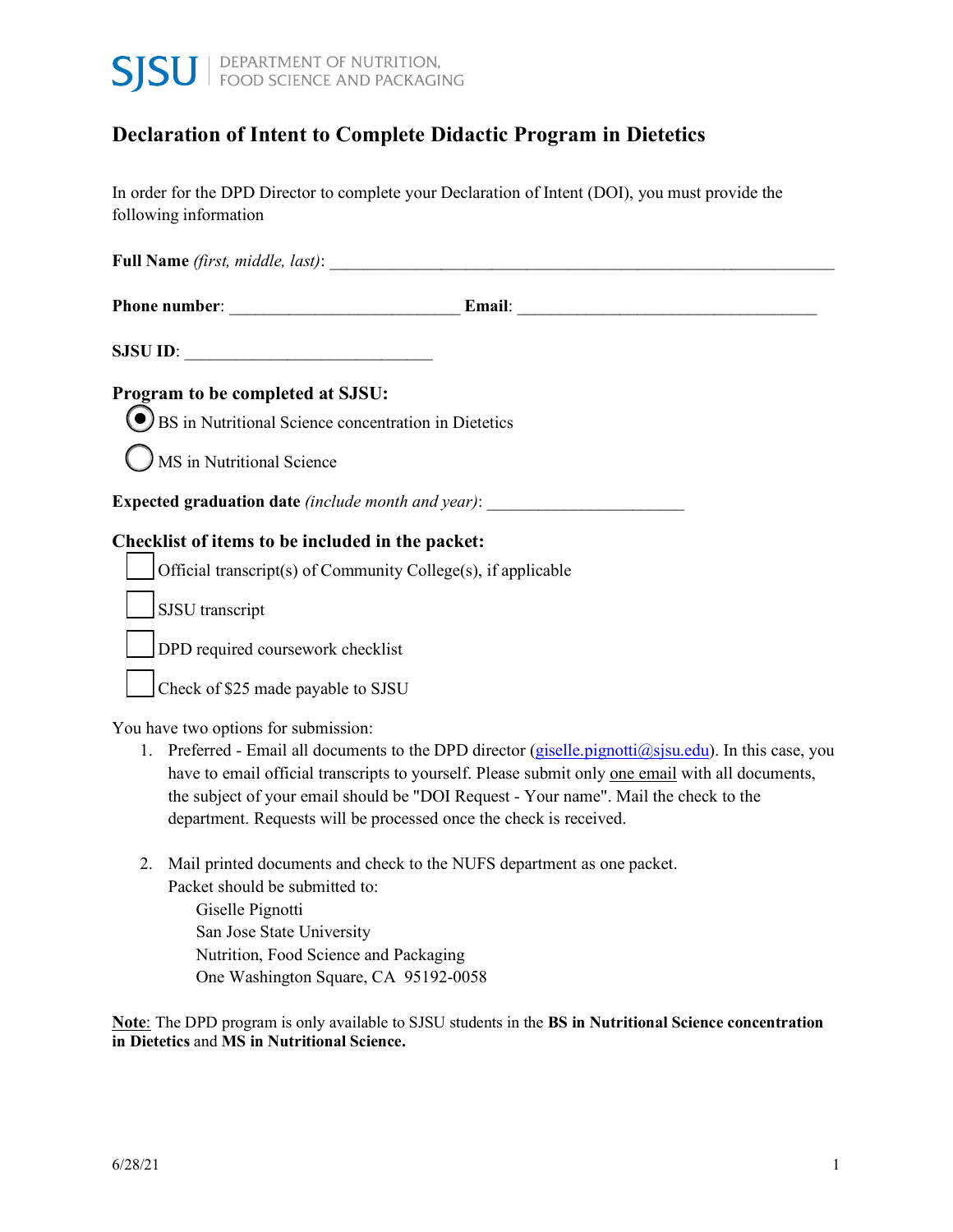SJSU | DEPARTMENT OF NUTRITION, FOOD SCIENCE AND PACKAGING

## Declaration of Intent to Complete Didactic Program in Dietetics

In order for the DPD Director to complete your Declaration of Intent (DOI), you must provide the following information

**Full Name** *(first, middle, last)*: ______________________________________________________________

**Phone number**: ___________________________ **Email**: ___________________________________

**SJSU ID**: _____________________________

### Program to be completed at SJSU:

- (●) BS in Nutritional Science concentration in Dietetics
- ( ) MS in Nutritional Science

**Expected graduation date** *(include month and year)*: _______________________

### Checklist of items to be included in the packet:

- [ ] Official transcript(s) of Community College(s), if applicable
- [ ] SJSU transcript
- [ ] DPD required coursework checklist
- [ ] Check of $25 made payable to SJSU

You have two options for submission:

1. Preferred - Email all documents to the DPD director (giselle.pignotti@sjsu.edu). In this case, you have to email official transcripts to yourself. Please submit only <u>one email</u> with all documents, the subject of your email should be "DOI Request - Your name". Mail the check to the department. Requests will be processed once the check is received.

2. Mail printed documents and check to the NUFS department as one packet.
   Packet should be submitted to:
   Giselle Pignotti
   San Jose State University
   Nutrition, Food Science and Packaging
   One Washington Square, CA 95192-0058

<u>**Note**</u>: The DPD program is only available to SJSU students in the **BS in Nutritional Science concentration in Dietetics** and **MS in Nutritional Science.**

6/28/21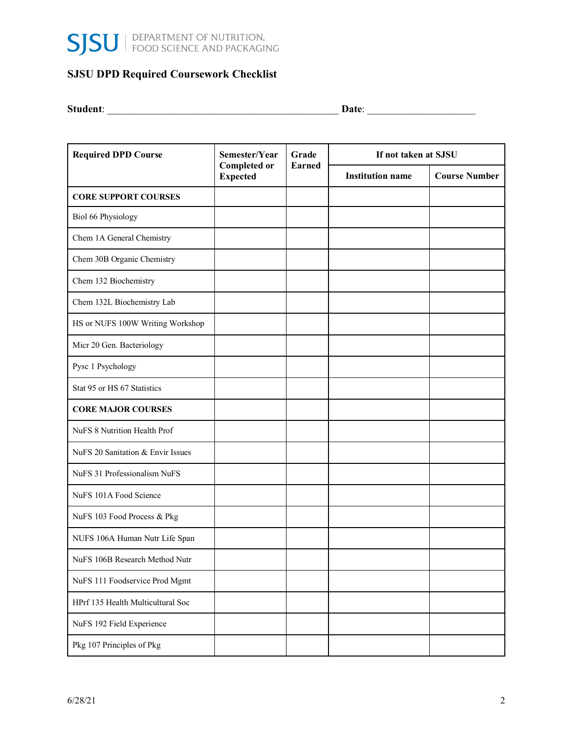SJSU | DEPARTMENT OF NUTRITION, FOOD SCIENCE AND PACKAGING

## SJSU DPD Required Coursework Checklist

**Student**: ____________________________________________ **Date**: ____________________

| Required DPD Course | Semester/Year Completed or Expected | Grade Earned | If not taken at SJSU | |
|---|---|---|---|---|
| | | | Institution name | Course Number |
| **CORE SUPPORT COURSES** | | | | |
| Biol 66 Physiology | | | | |
| Chem 1A General Chemistry | | | | |
| Chem 30B Organic Chemistry | | | | |
| Chem 132 Biochemistry | | | | |
| Chem 132L Biochemistry Lab | | | | |
| HS or NUFS 100W Writing Workshop | | | | |
| Micr 20 Gen. Bacteriology | | | | |
| Pysc 1 Psychology | | | | |
| Stat 95 or HS 67 Statistics | | | | |
| **CORE MAJOR COURSES** | | | | |
| NuFS 8 Nutrition Health Prof | | | | |
| NuFS 20 Sanitation & Envir Issues | | | | |
| NuFS 31 Professionalism NuFS | | | | |
| NuFS 101A Food Science | | | | |
| NuFS 103 Food Process & Pkg | | | | |
| NUFS 106A Human Nutr Life Span | | | | |
| NuFS 106B Research Method Nutr | | | | |
| NuFS 111 Foodservice Prod Mgmt | | | | |
| HPrf 135 Health Multicultural Soc | | | | |
| NuFS 192 Field Experience | | | | |
| Pkg 107 Principles of Pkg | | | | |

6/28/21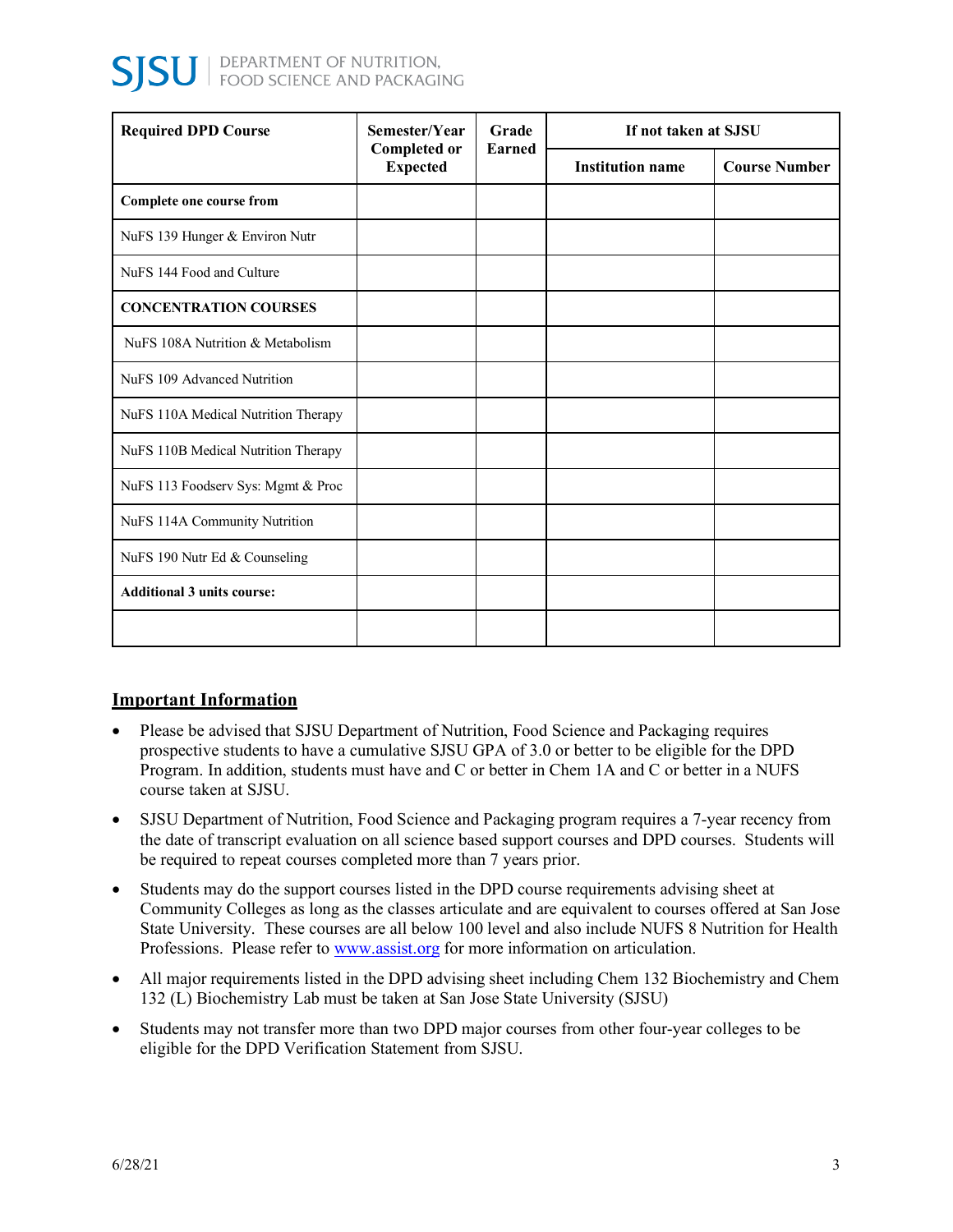| Required DPD Course | Semester/Year Completed or Expected | Grade Earned | If not taken at SJSU | |
|---|---|---|---|---|
| | | | Institution name | Course Number |
| **Complete one course from** | | | | |
| NuFS 139 Hunger & Environ Nutr | | | | |
| NuFS 144 Food and Culture | | | | |
| **CONCENTRATION COURSES** | | | | |
| NuFS 108A Nutrition & Metabolism | | | | |
| NuFS 109 Advanced Nutrition | | | | |
| NuFS 110A Medical Nutrition Therapy | | | | |
| NuFS 110B Medical Nutrition Therapy | | | | |
| NuFS 113 Foodserv Sys: Mgmt & Proc | | | | |
| NuFS 114A Community Nutrition | | | | |
| NuFS 190 Nutr Ed & Counseling | | | | |
| **Additional 3 units course:** | | | | |
| | | | | |

## Important Information

- Please be advised that SJSU Department of Nutrition, Food Science and Packaging requires prospective students to have a cumulative SJSU GPA of 3.0 or better to be eligible for the DPD Program. In addition, students must have and C or better in Chem 1A and C or better in a NUFS course taken at SJSU.
- SJSU Department of Nutrition, Food Science and Packaging program requires a 7-year recency from the date of transcript evaluation on all science based support courses and DPD courses. Students will be required to repeat courses completed more than 7 years prior.
- Students may do the support courses listed in the DPD course requirements advising sheet at Community Colleges as long as the classes articulate and are equivalent to courses offered at San Jose State University. These courses are all below 100 level and also include NUFS 8 Nutrition for Health Professions. Please refer to www.assist.org for more information on articulation.
- All major requirements listed in the DPD advising sheet including Chem 132 Biochemistry and Chem 132 (L) Biochemistry Lab must be taken at San Jose State University (SJSU)
- Students may not transfer more than two DPD major courses from other four-year colleges to be eligible for the DPD Verification Statement from SJSU.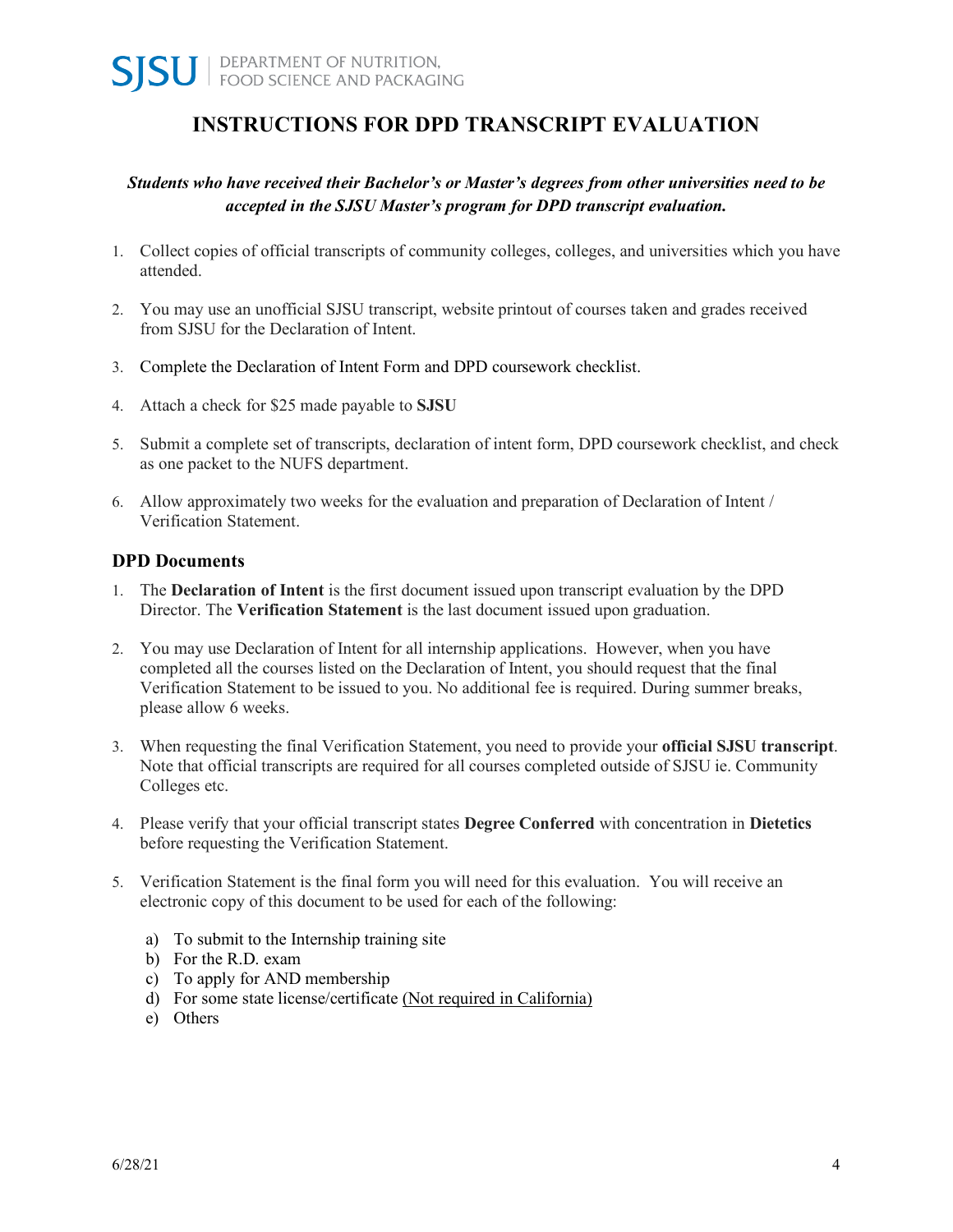SJSU | DEPARTMENT OF NUTRITION, FOOD SCIENCE AND PACKAGING

# INSTRUCTIONS FOR DPD TRANSCRIPT EVALUATION

***Students who have received their Bachelor's or Master's degrees from other universities need to be accepted in the SJSU Master's program for DPD transcript evaluation.***

1. Collect copies of official transcripts of community colleges, colleges, and universities which you have attended.
2. You may use an unofficial SJSU transcript, website printout of courses taken and grades received from SJSU for the Declaration of Intent.
3. Complete the Declaration of Intent Form and DPD coursework checklist.
4. Attach a check for $25 made payable to **SJSU**
5. Submit a complete set of transcripts, declaration of intent form, DPD coursework checklist, and check as one packet to the NUFS department.
6. Allow approximately two weeks for the evaluation and preparation of Declaration of Intent / Verification Statement.

### DPD Documents

1. The **Declaration of Intent** is the first document issued upon transcript evaluation by the DPD Director. The **Verification Statement** is the last document issued upon graduation.
2. You may use Declaration of Intent for all internship applications. However, when you have completed all the courses listed on the Declaration of Intent, you should request that the final Verification Statement to be issued to you. No additional fee is required. During summer breaks, please allow 6 weeks.
3. When requesting the final Verification Statement, you need to provide your **official SJSU transcript**. Note that official transcripts are required for all courses completed outside of SJSU ie. Community Colleges etc.
4. Please verify that your official transcript states **Degree Conferred** with concentration in **Dietetics** before requesting the Verification Statement.
5. Verification Statement is the final form you will need for this evaluation. You will receive an electronic copy of this document to be used for each of the following:

   a) To submit to the Internship training site
   b) For the R.D. exam
   c) To apply for AND membership
   d) For some state license/certificate <u>(Not required in California)</u>
   e) Others

6/28/21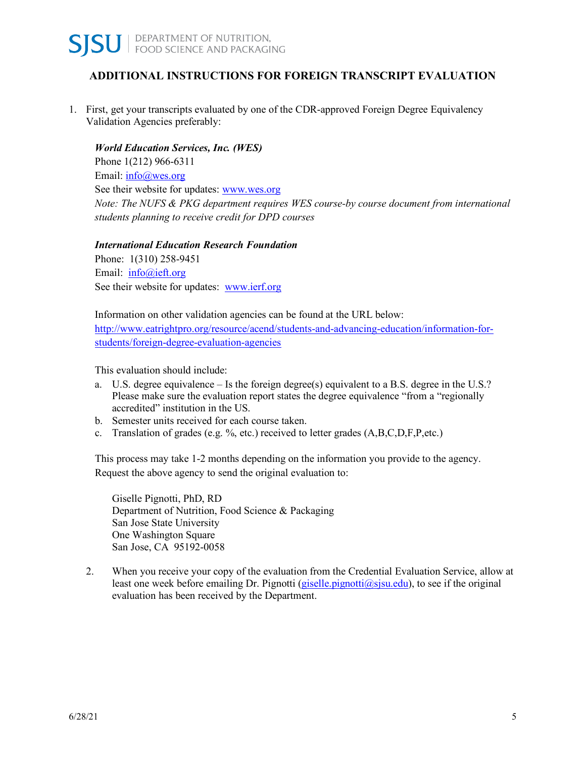SJSU | DEPARTMENT OF NUTRITION, FOOD SCIENCE AND PACKAGING

## ADDITIONAL INSTRUCTIONS FOR FOREIGN TRANSCRIPT EVALUATION

1. First, get your transcripts evaluated by one of the CDR-approved Foreign Degree Equivalency Validation Agencies preferably:

   ***World Education Services, Inc. (WES)***
   Phone 1(212) 966-6311
   Email: [info@wes.org](mailto:info@wes.org)
   See their website for updates: [www.wes.org](http://www.wes.org)
   *Note: The NUFS & PKG department requires WES course-by course document from international students planning to receive credit for DPD courses*

   ***International Education Research Foundation***
   Phone: 1(310) 258-9451
   Email: [info@ieft.org](mailto:info@ieft.org)
   See their website for updates: [www.ierf.org](http://www.ierf.org)

   Information on other validation agencies can be found at the URL below:
   [http://www.eatrightpro.org/resource/acend/students-and-advancing-education/information-for-students/foreign-degree-evaluation-agencies](http://www.eatrightpro.org/resource/acend/students-and-advancing-education/information-for-students/foreign-degree-evaluation-agencies)

   This evaluation should include:

   a. U.S. degree equivalence – Is the foreign degree(s) equivalent to a B.S. degree in the U.S.? Please make sure the evaluation report states the degree equivalence "from a "regionally accredited" institution in the US.
   b. Semester units received for each course taken.
   c. Translation of grades (e.g. %, etc.) received to letter grades (A,B,C,D,F,P,etc.)

   This process may take 1-2 months depending on the information you provide to the agency. Request the above agency to send the original evaluation to:

   Giselle Pignotti, PhD, RD
   Department of Nutrition, Food Science & Packaging
   San Jose State University
   One Washington Square
   San Jose, CA 95192-0058

2. When you receive your copy of the evaluation from the Credential Evaluation Service, allow at least one week before emailing Dr. Pignotti ([giselle.pignotti@sjsu.edu](mailto:giselle.pignotti@sjsu.edu)), to see if the original evaluation has been received by the Department.

6/28/21